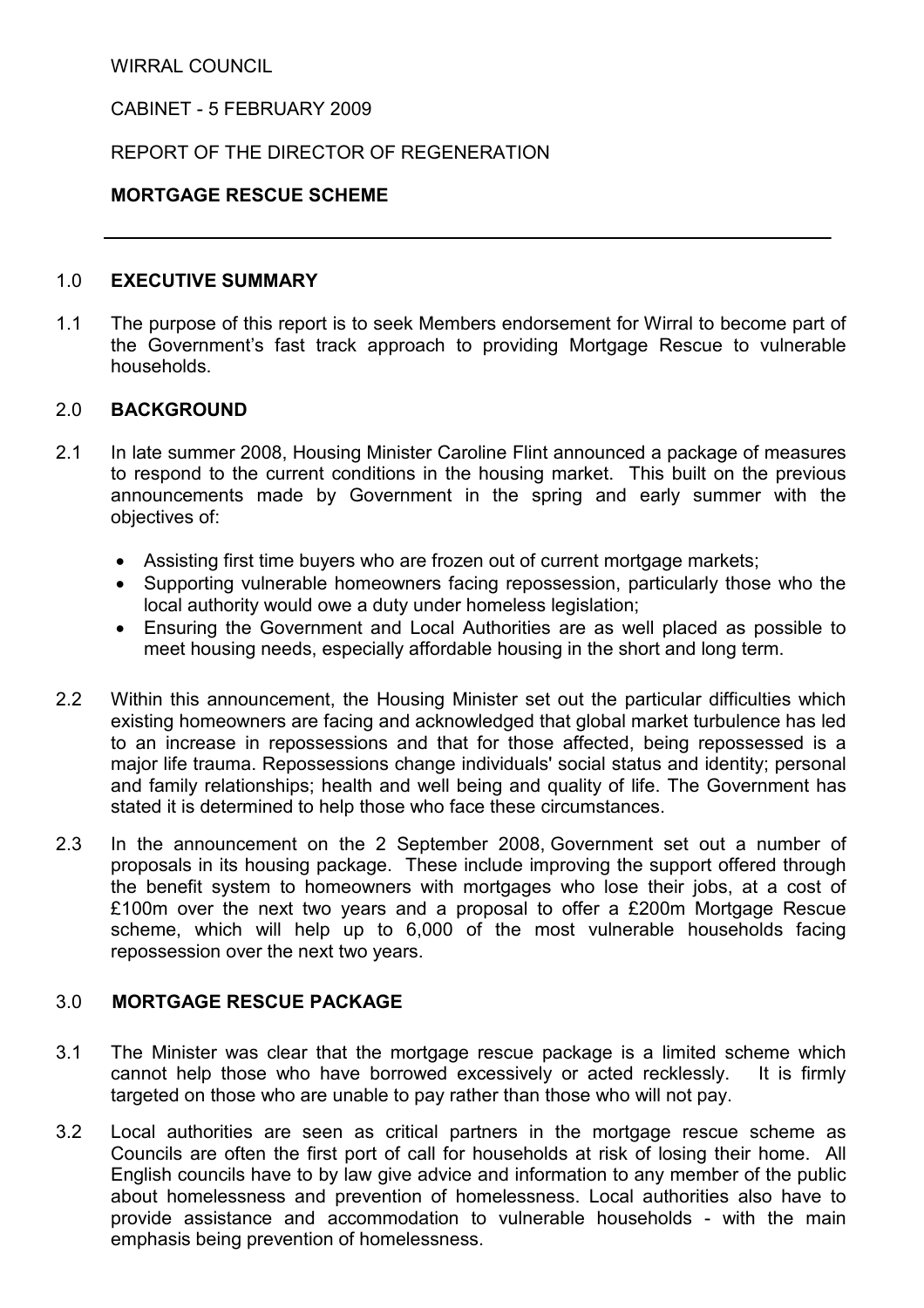WIRRAL COUNCIL

CABINET - 5 FEBRUARY 2009

REPORT OF THE DIRECTOR OF REGENERATION

**MORTGAGE RESCUE SCHEME**

---

## 1.0 EXECUTIVE SUMMARY

1.1 The purpose of this report is to seek Members endorsement for Wirral to become part of the Government's fast track approach to providing Mortgage Rescue to vulnerable households.

## 2.0 BACKGROUND

2.1 In late summer 2008, Housing Minister Caroline Flint announced a package of measures to respond to the current conditions in the housing market. This built on the previous announcements made by Government in the spring and early summer with the objectives of:

- Assisting first time buyers who are frozen out of current mortgage markets;
- Supporting vulnerable homeowners facing repossession, particularly those who the local authority would owe a duty under homeless legislation;
- Ensuring the Government and Local Authorities are as well placed as possible to meet housing needs, especially affordable housing in the short and long term.

2.2 Within this announcement, the Housing Minister set out the particular difficulties which existing homeowners are facing and acknowledged that global market turbulence has led to an increase in repossessions and that for those affected, being repossessed is a major life trauma. Repossessions change individuals' social status and identity; personal and family relationships; health and well being and quality of life. The Government has stated it is determined to help those who face these circumstances.

2.3 In the announcement on the 2 September 2008, Government set out a number of proposals in its housing package. These include improving the support offered through the benefit system to homeowners with mortgages who lose their jobs, at a cost of £100m over the next two years and a proposal to offer a £200m Mortgage Rescue scheme, which will help up to 6,000 of the most vulnerable households facing repossession over the next two years.

## 3.0 MORTGAGE RESCUE PACKAGE

3.1 The Minister was clear that the mortgage rescue package is a limited scheme which cannot help those who have borrowed excessively or acted recklessly. It is firmly targeted on those who are unable to pay rather than those who will not pay.

3.2 Local authorities are seen as critical partners in the mortgage rescue scheme as Councils are often the first port of call for households at risk of losing their home. All English councils have to by law give advice and information to any member of the public about homelessness and prevention of homelessness. Local authorities also have to provide assistance and accommodation to vulnerable households - with the main emphasis being prevention of homelessness.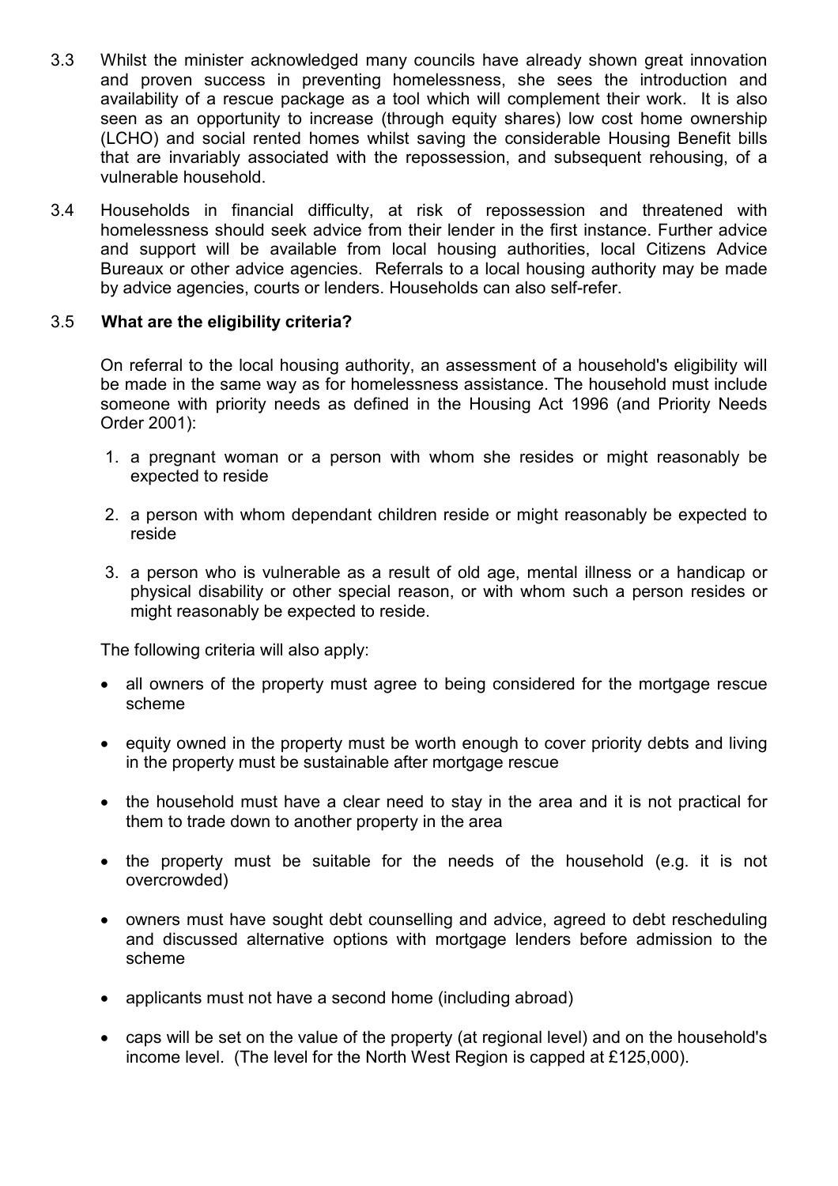3.3 Whilst the minister acknowledged many councils have already shown great innovation and proven success in preventing homelessness, she sees the introduction and availability of a rescue package as a tool which will complement their work. It is also seen as an opportunity to increase (through equity shares) low cost home ownership (LCHO) and social rented homes whilst saving the considerable Housing Benefit bills that are invariably associated with the repossession, and subsequent rehousing, of a vulnerable household.

3.4 Households in financial difficulty, at risk of repossession and threatened with homelessness should seek advice from their lender in the first instance. Further advice and support will be available from local housing authorities, local Citizens Advice Bureaux or other advice agencies. Referrals to a local housing authority may be made by advice agencies, courts or lenders. Households can also self-refer.

3.5 **What are the eligibility criteria?**

On referral to the local housing authority, an assessment of a household's eligibility will be made in the same way as for homelessness assistance. The household must include someone with priority needs as defined in the Housing Act 1996 (and Priority Needs Order 2001):

1. a pregnant woman or a person with whom she resides or might reasonably be expected to reside
2. a person with whom dependant children reside or might reasonably be expected to reside
3. a person who is vulnerable as a result of old age, mental illness or a handicap or physical disability or other special reason, or with whom such a person resides or might reasonably be expected to reside.

The following criteria will also apply:

- all owners of the property must agree to being considered for the mortgage rescue scheme
- equity owned in the property must be worth enough to cover priority debts and living in the property must be sustainable after mortgage rescue
- the household must have a clear need to stay in the area and it is not practical for them to trade down to another property in the area
- the property must be suitable for the needs of the household (e.g. it is not overcrowded)
- owners must have sought debt counselling and advice, agreed to debt rescheduling and discussed alternative options with mortgage lenders before admission to the scheme
- applicants must not have a second home (including abroad)
- caps will be set on the value of the property (at regional level) and on the household's income level. (The level for the North West Region is capped at £125,000).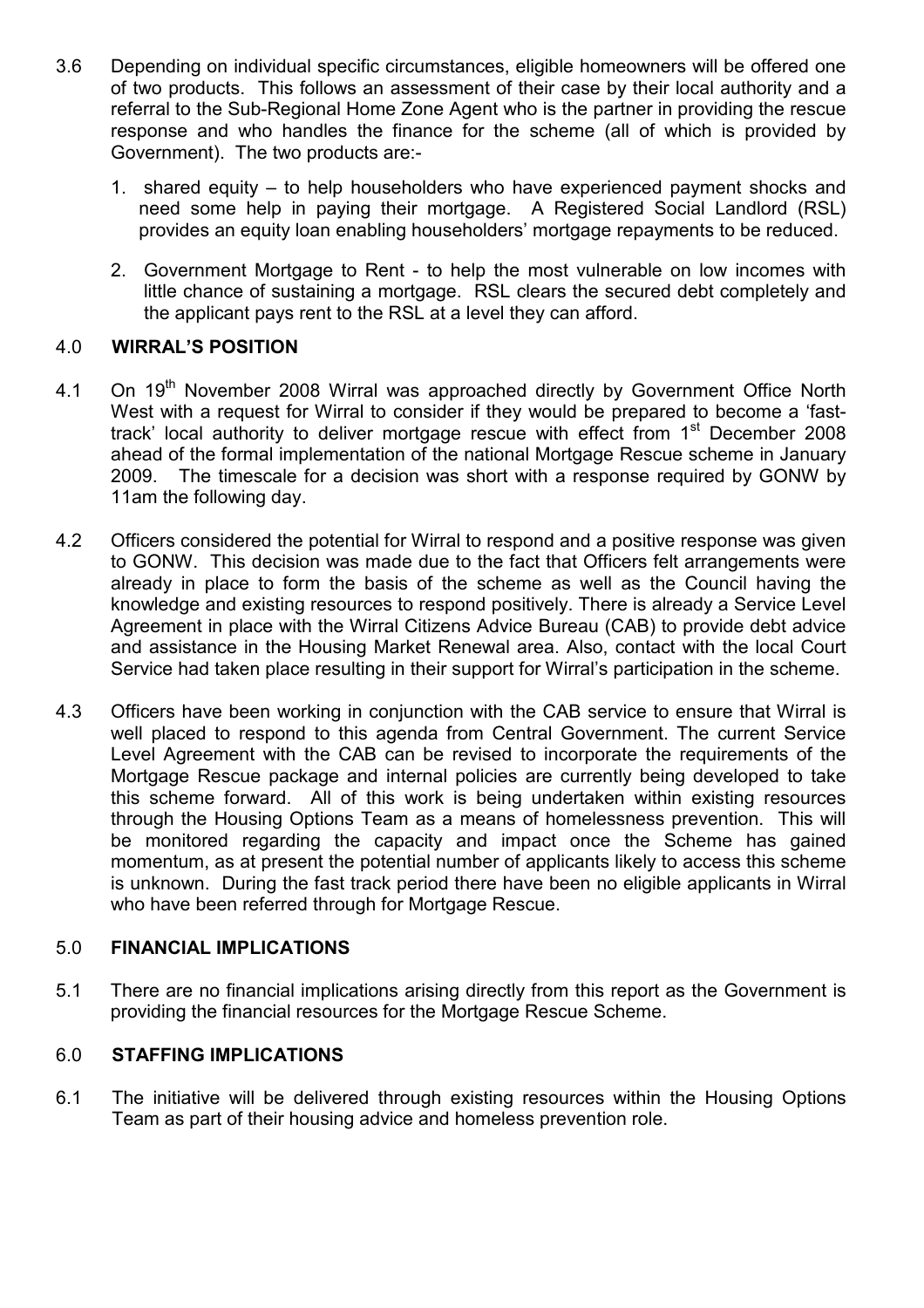3.6 Depending on individual specific circumstances, eligible homeowners will be offered one of two products. This follows an assessment of their case by their local authority and a referral to the Sub-Regional Home Zone Agent who is the partner in providing the rescue response and who handles the finance for the scheme (all of which is provided by Government). The two products are:-

1. shared equity – to help householders who have experienced payment shocks and need some help in paying their mortgage. A Registered Social Landlord (RSL) provides an equity loan enabling householders' mortgage repayments to be reduced.

2. Government Mortgage to Rent - to help the most vulnerable on low incomes with little chance of sustaining a mortgage. RSL clears the secured debt completely and the applicant pays rent to the RSL at a level they can afford.

## 4.0 WIRRAL'S POSITION

4.1 On 19th November 2008 Wirral was approached directly by Government Office North West with a request for Wirral to consider if they would be prepared to become a 'fast-track' local authority to deliver mortgage rescue with effect from 1st December 2008 ahead of the formal implementation of the national Mortgage Rescue scheme in January 2009. The timescale for a decision was short with a response required by GONW by 11am the following day.

4.2 Officers considered the potential for Wirral to respond and a positive response was given to GONW. This decision was made due to the fact that Officers felt arrangements were already in place to form the basis of the scheme as well as the Council having the knowledge and existing resources to respond positively. There is already a Service Level Agreement in place with the Wirral Citizens Advice Bureau (CAB) to provide debt advice and assistance in the Housing Market Renewal area. Also, contact with the local Court Service had taken place resulting in their support for Wirral's participation in the scheme.

4.3 Officers have been working in conjunction with the CAB service to ensure that Wirral is well placed to respond to this agenda from Central Government. The current Service Level Agreement with the CAB can be revised to incorporate the requirements of the Mortgage Rescue package and internal policies are currently being developed to take this scheme forward. All of this work is being undertaken within existing resources through the Housing Options Team as a means of homelessness prevention. This will be monitored regarding the capacity and impact once the Scheme has gained momentum, as at present the potential number of applicants likely to access this scheme is unknown. During the fast track period there have been no eligible applicants in Wirral who have been referred through for Mortgage Rescue.

## 5.0 FINANCIAL IMPLICATIONS

5.1 There are no financial implications arising directly from this report as the Government is providing the financial resources for the Mortgage Rescue Scheme.

## 6.0 STAFFING IMPLICATIONS

6.1 The initiative will be delivered through existing resources within the Housing Options Team as part of their housing advice and homeless prevention role.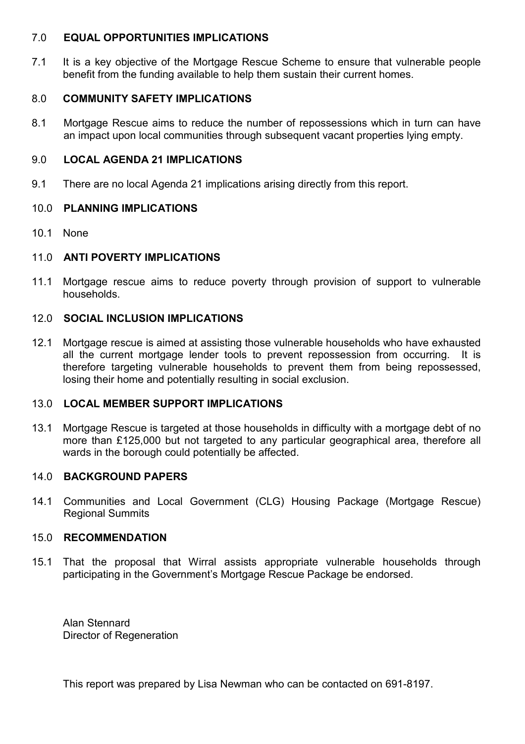## 7.0 EQUAL OPPORTUNITIES IMPLICATIONS

7.1 It is a key objective of the Mortgage Rescue Scheme to ensure that vulnerable people benefit from the funding available to help them sustain their current homes.

## 8.0 COMMUNITY SAFETY IMPLICATIONS

8.1 Mortgage Rescue aims to reduce the number of repossessions which in turn can have an impact upon local communities through subsequent vacant properties lying empty.

## 9.0 LOCAL AGENDA 21 IMPLICATIONS

9.1 There are no local Agenda 21 implications arising directly from this report.

## 10.0 PLANNING IMPLICATIONS

10.1 None

## 11.0 ANTI POVERTY IMPLICATIONS

11.1 Mortgage rescue aims to reduce poverty through provision of support to vulnerable households.

## 12.0 SOCIAL INCLUSION IMPLICATIONS

12.1 Mortgage rescue is aimed at assisting those vulnerable households who have exhausted all the current mortgage lender tools to prevent repossession from occurring. It is therefore targeting vulnerable households to prevent them from being repossessed, losing their home and potentially resulting in social exclusion.

## 13.0 LOCAL MEMBER SUPPORT IMPLICATIONS

13.1 Mortgage Rescue is targeted at those households in difficulty with a mortgage debt of no more than £125,000 but not targeted to any particular geographical area, therefore all wards in the borough could potentially be affected.

## 14.0 BACKGROUND PAPERS

14.1 Communities and Local Government (CLG) Housing Package (Mortgage Rescue) Regional Summits

## 15.0 RECOMMENDATION

15.1 That the proposal that Wirral assists appropriate vulnerable households through participating in the Government's Mortgage Rescue Package be endorsed.

Alan Stennard
Director of Regeneration

This report was prepared by Lisa Newman who can be contacted on 691-8197.